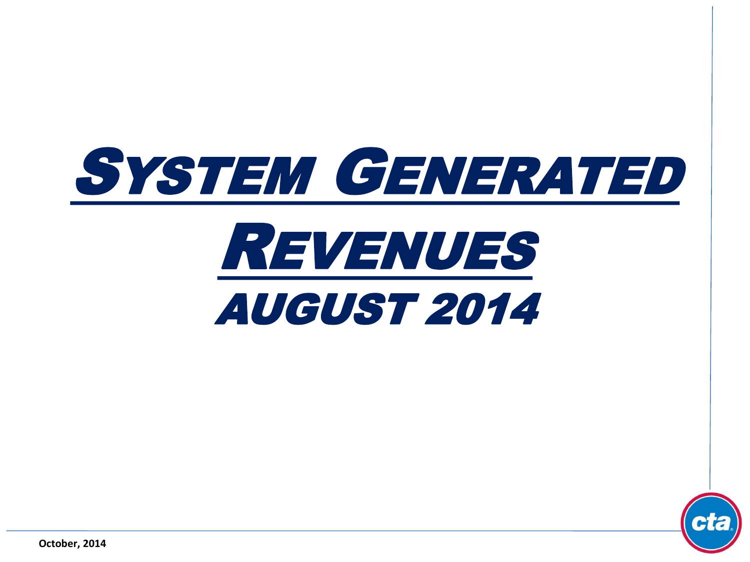# System Generated Revenues

## August 2014

October, 2014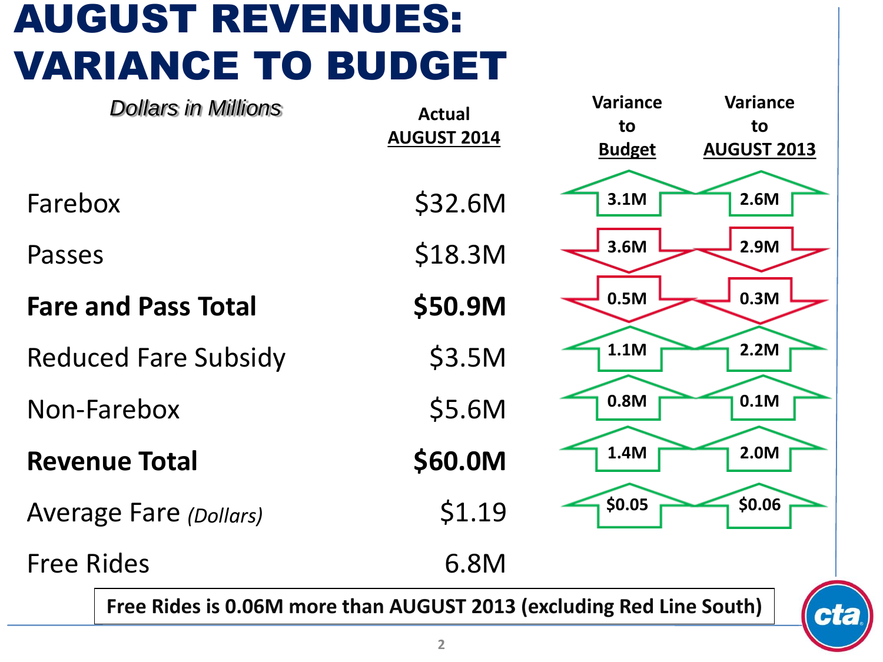# AUGUST REVENUES: VARIANCE TO BUDGET

*Dollars in Millions*

| | Actual AUGUST 2014 | Variance to Budget | Variance to AUGUST 2013 |
|---|---|---|---|
| Farebox | $32.6M | ▲ 3.1M | ▲ 2.6M |
| Passes | $18.3M | ▼ 3.6M | ▼ 2.9M |
| **Fare and Pass Total** | **$50.9M** | ▼ 0.5M | ▼ 0.3M |
| Reduced Fare Subsidy | $3.5M | ▲ 1.1M | ▲ 2.2M |
| Non-Farebox | $5.6M | ▲ 0.8M | ▲ 0.1M |
| **Revenue Total** | **$60.0M** | ▲ 1.4M | ▲ 2.0M |
| Average Fare *(Dollars)* | $1.19 | ▲ $0.05 | ▲ $0.06 |
| Free Rides | 6.8M | | |

**Free Rides is 0.06M more than AUGUST 2013 (excluding Red Line South)**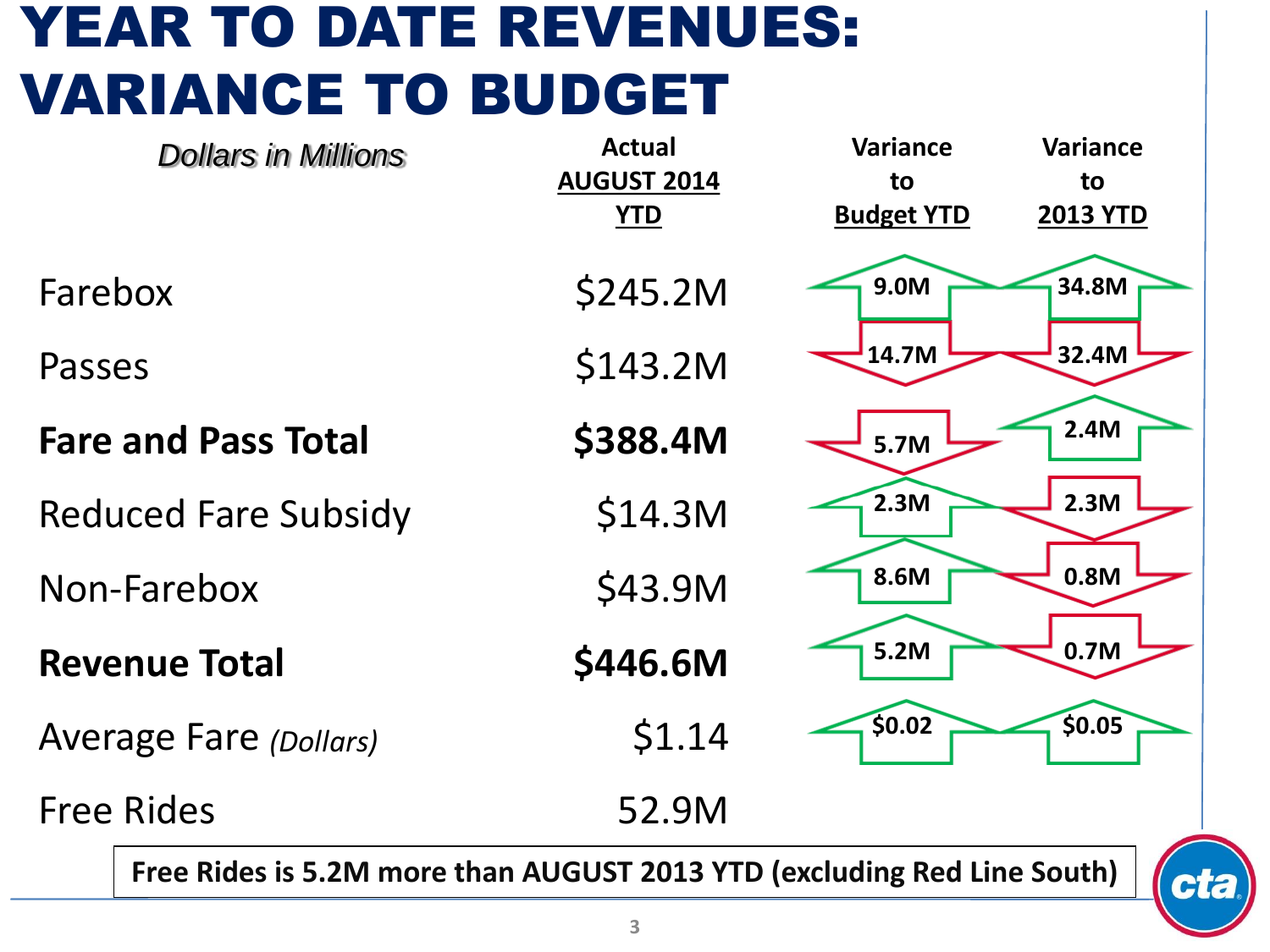# YEAR TO DATE REVENUES: VARIANCE TO BUDGET

| *Dollars in Millions* | Actual AUGUST 2014 YTD | Variance to Budget YTD | Variance to 2013 YTD |
|---|---|---|---|
| Farebox | $245.2M | 9.0M | 34.8M |
| Passes | $143.2M | 14.7M | 32.4M |
| **Fare and Pass Total** | **$388.4M** | 5.7M | 2.4M |
| Reduced Fare Subsidy | $14.3M | 2.3M | 2.3M |
| Non-Farebox | $43.9M | 8.6M | 0.8M |
| **Revenue Total** | **$446.6M** | 5.2M | 0.7M |
| Average Fare *(Dollars)* | $1.14 | $0.02 | $0.05 |
| Free Rides | 52.9M | | |

**Free Rides is 5.2M more than AUGUST 2013 YTD (excluding Red Line South)**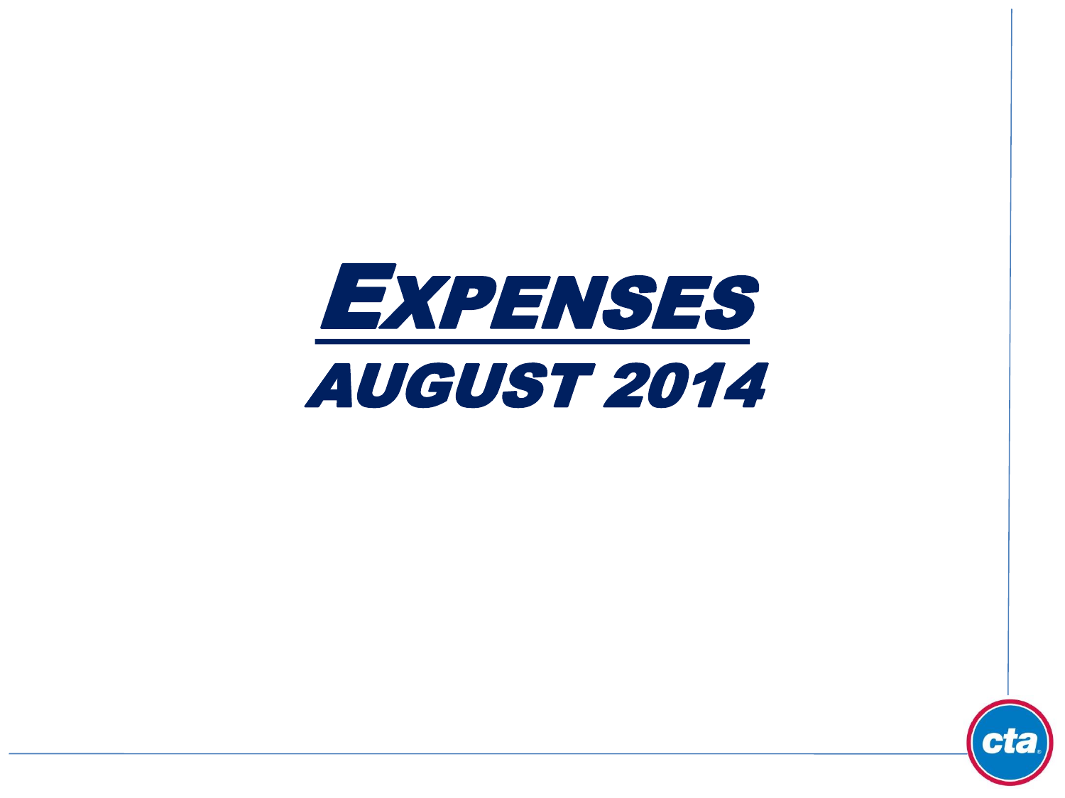# EXPENSES

## AUGUST 2014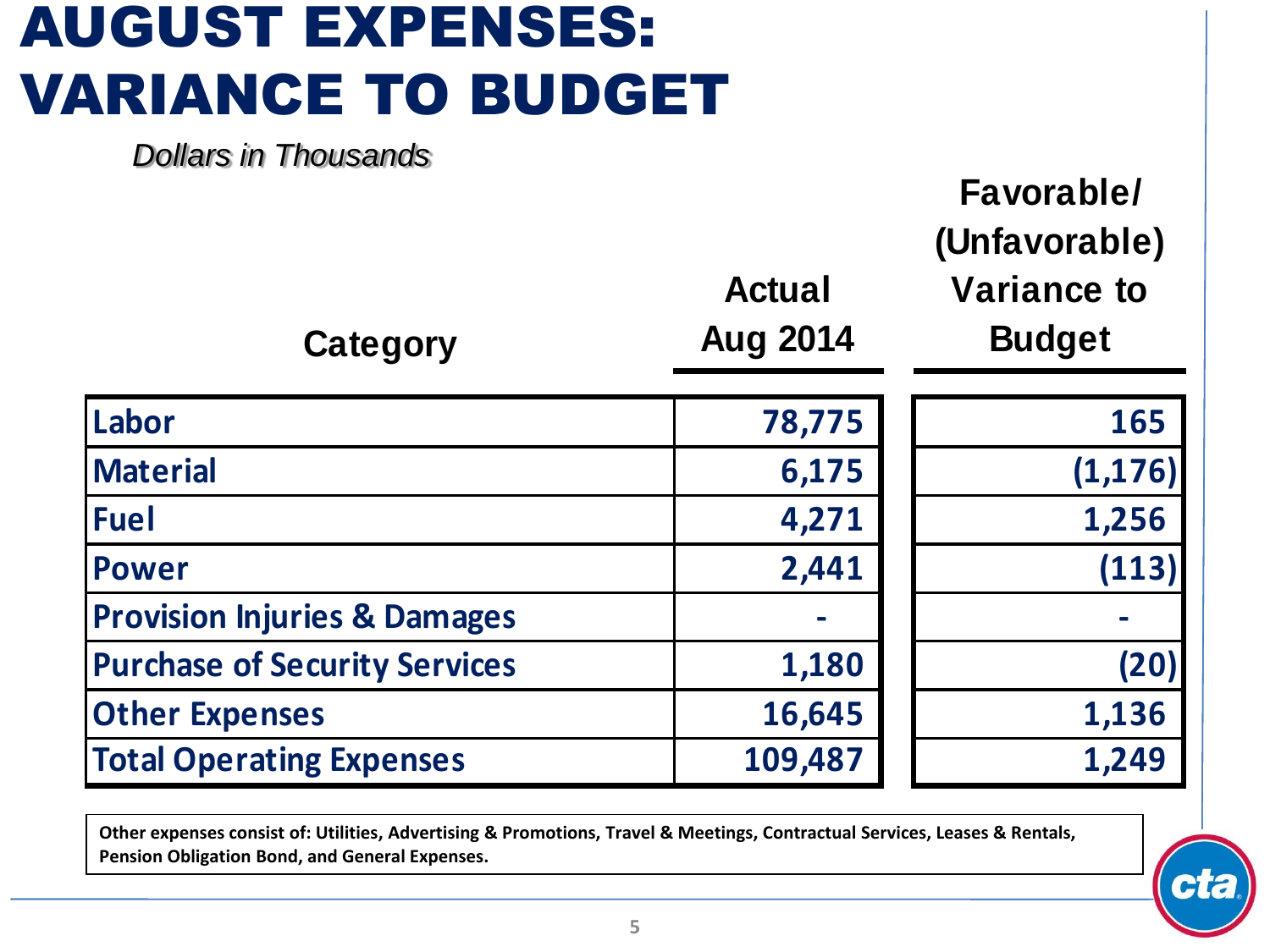# AUGUST EXPENSES: VARIANCE TO BUDGET

*Dollars in Thousands*

| Category | Actual Aug 2014 | Favorable/ (Unfavorable) Variance to Budget |
|---|---|---|
| Labor | 78,775 | 165 |
| Material | 6,175 | (1,176) |
| Fuel | 4,271 | 1,256 |
| Power | 2,441 | (113) |
| Provision Injuries & Damages | - | - |
| Purchase of Security Services | 1,180 | (20) |
| Other Expenses | 16,645 | 1,136 |
| Total Operating Expenses | 109,487 | 1,249 |

**Other expenses consist of: Utilities, Advertising & Promotions, Travel & Meetings, Contractual Services, Leases & Rentals, Pension Obligation Bond, and General Expenses.**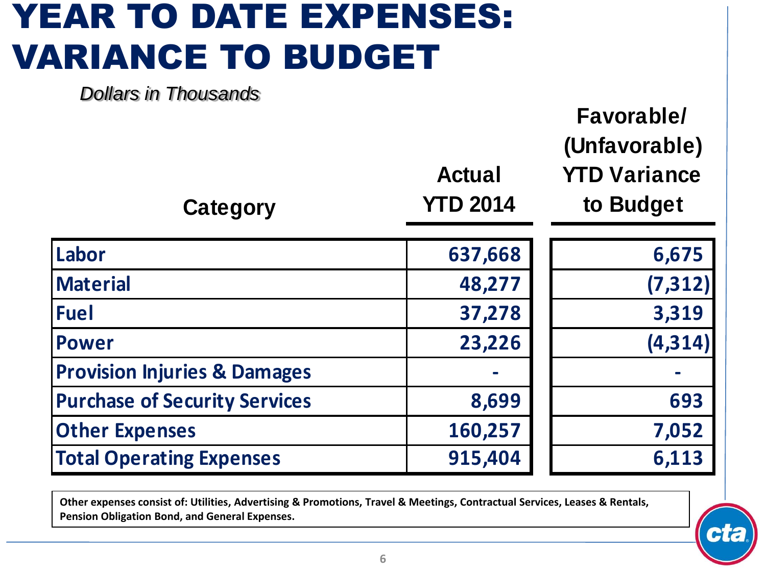# YEAR TO DATE EXPENSES: VARIANCE TO BUDGET

*Dollars in Thousands*

| Category | Actual YTD 2014 | Favorable/ (Unfavorable) YTD Variance to Budget |
|---|---|---|
| Labor | 637,668 | 6,675 |
| Material | 48,277 | (7,312) |
| Fuel | 37,278 | 3,319 |
| Power | 23,226 | (4,314) |
| Provision Injuries & Damages | - | - |
| Purchase of Security Services | 8,699 | 693 |
| Other Expenses | 160,257 | 7,052 |
| Total Operating Expenses | 915,404 | 6,113 |

**Other expenses consist of: Utilities, Advertising & Promotions, Travel & Meetings, Contractual Services, Leases & Rentals, Pension Obligation Bond, and General Expenses.**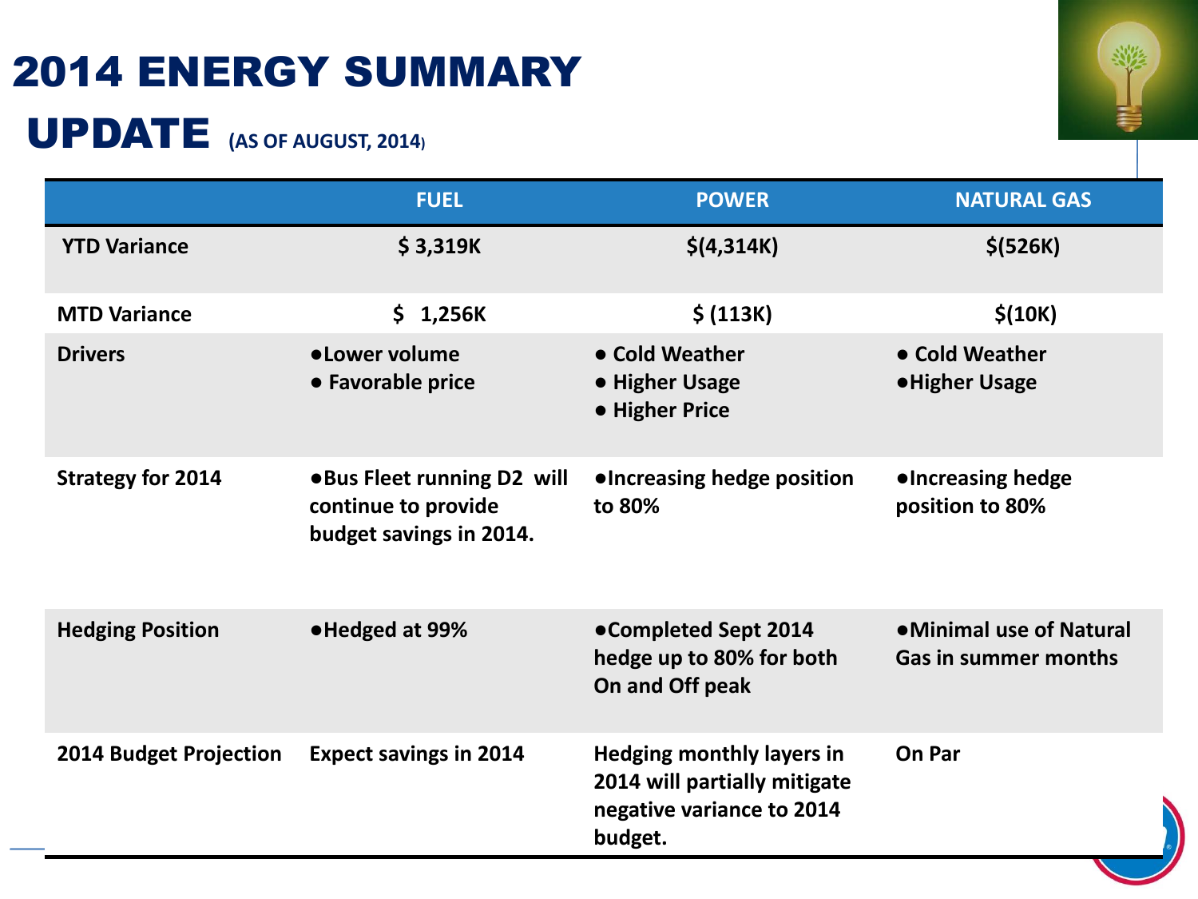# 2014 ENERGY SUMMARY UPDATE (AS OF AUGUST, 2014)

| | FUEL | POWER | NATURAL GAS |
|---|---|---|---|
| **YTD Variance** | **$ 3,319K** | **$(4,314K)** | **$(526K)** |
| **MTD Variance** | **$ 1,256K** | **$ (113K)** | **$(10K)** |
| **Drivers** | ● Lower volume<br>● Favorable price | ● Cold Weather<br>● Higher Usage<br>● Higher Price | ● Cold Weather<br>● Higher Usage |
| **Strategy for 2014** | ● Bus Fleet running D2 will continue to provide budget savings in 2014. | ● Increasing hedge position to 80% | ● Increasing hedge position to 80% |
| **Hedging Position** | ● Hedged at 99% | ● Completed Sept 2014 hedge up to 80% for both On and Off peak | ● Minimal use of Natural Gas in summer months |
| **2014 Budget Projection** | Expect savings in 2014 | Hedging monthly layers in 2014 will partially mitigate negative variance to 2014 budget. | On Par |